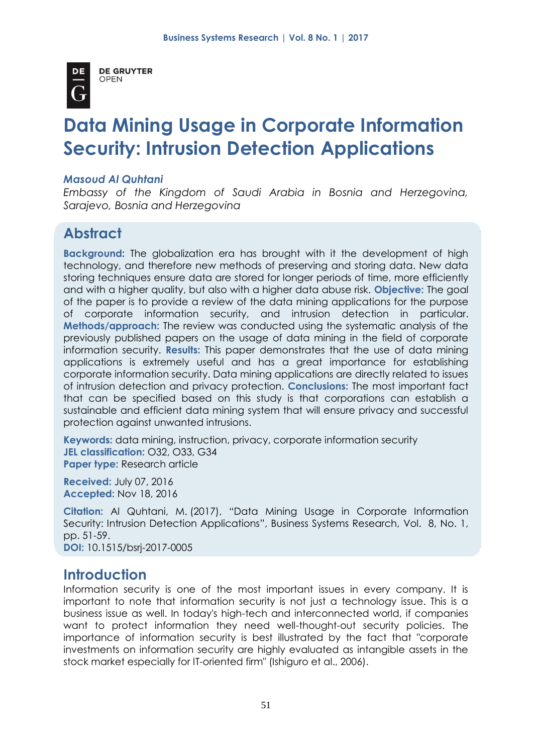DE GRUYTER
OPEN

# Data Mining Usage in Corporate Information Security: Intrusion Detection Applications

***Masoud Al Quhtani***

*Embassy of the Kingdom of Saudi Arabia in Bosnia and Herzegovina, Sarajevo, Bosnia and Herzegovina*

## Abstract

**Background:** The globalization era has brought with it the development of high technology, and therefore new methods of preserving and storing data. New data storing techniques ensure data are stored for longer periods of time, more efficiently and with a higher quality, but also with a higher data abuse risk. **Objective:** The goal of the paper is to provide a review of the data mining applications for the purpose of corporate information security, and intrusion detection in particular. **Methods/approach:** The review was conducted using the systematic analysis of the previously published papers on the usage of data mining in the field of corporate information security. **Results:** This paper demonstrates that the use of data mining applications is extremely useful and has a great importance for establishing corporate information security. Data mining applications are directly related to issues of intrusion detection and privacy protection. **Conclusions:** The most important fact that can be specified based on this study is that corporations can establish a sustainable and efficient data mining system that will ensure privacy and successful protection against unwanted intrusions.

**Keywords:** data mining, instruction, privacy, corporate information security
**JEL classification:** O32, O33, G34
**Paper type:** Research article

**Received:** July 07, 2016
**Accepted:** Nov 18, 2016

**Citation:** Al Quhtani, M. (2017), "Data Mining Usage in Corporate Information Security: Intrusion Detection Applications", Business Systems Research, Vol. 8, No. 1, pp. 51-59.
**DOI:** 10.1515/bsrj-2017-0005

## Introduction

Information security is one of the most important issues in every company. It is important to note that information security is not just a technology issue. This is a business issue as well. In today's high-tech and interconnected world, if companies want to protect information they need well-thought-out security policies. The importance of information security is best illustrated by the fact that "corporate investments on information security are highly evaluated as intangible assets in the stock market especially for IT-oriented firm" (Ishiguro et al., 2006).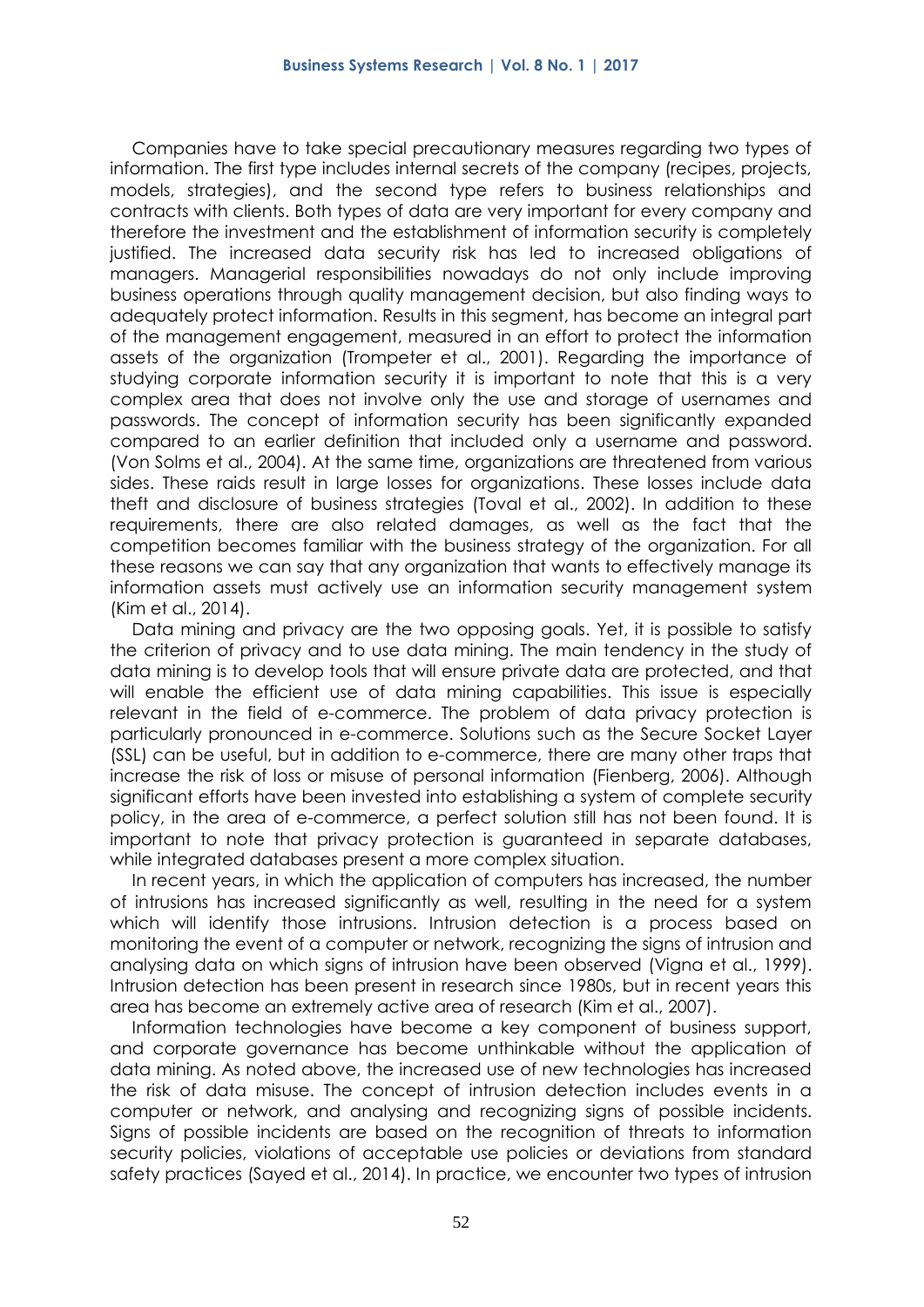Companies have to take special precautionary measures regarding two types of information. The first type includes internal secrets of the company (recipes, projects, models, strategies), and the second type refers to business relationships and contracts with clients. Both types of data are very important for every company and therefore the investment and the establishment of information security is completely justified. The increased data security risk has led to increased obligations of managers. Managerial responsibilities nowadays do not only include improving business operations through quality management decision, but also finding ways to adequately protect information. Results in this segment, has become an integral part of the management engagement, measured in an effort to protect the information assets of the organization (Trompeter et al., 2001). Regarding the importance of studying corporate information security it is important to note that this is a very complex area that does not involve only the use and storage of usernames and passwords. The concept of information security has been significantly expanded compared to an earlier definition that included only a username and password. (Von Solms et al., 2004). At the same time, organizations are threatened from various sides. These raids result in large losses for organizations. These losses include data theft and disclosure of business strategies (Toval et al., 2002). In addition to these requirements, there are also related damages, as well as the fact that the competition becomes familiar with the business strategy of the organization. For all these reasons we can say that any organization that wants to effectively manage its information assets must actively use an information security management system (Kim et al., 2014).

Data mining and privacy are the two opposing goals. Yet, it is possible to satisfy the criterion of privacy and to use data mining. The main tendency in the study of data mining is to develop tools that will ensure private data are protected, and that will enable the efficient use of data mining capabilities. This issue is especially relevant in the field of e-commerce. The problem of data privacy protection is particularly pronounced in e-commerce. Solutions such as the Secure Socket Layer (SSL) can be useful, but in addition to e-commerce, there are many other traps that increase the risk of loss or misuse of personal information (Fienberg, 2006). Although significant efforts have been invested into establishing a system of complete security policy, in the area of e-commerce, a perfect solution still has not been found. It is important to note that privacy protection is guaranteed in separate databases, while integrated databases present a more complex situation.

In recent years, in which the application of computers has increased, the number of intrusions has increased significantly as well, resulting in the need for a system which will identify those intrusions. Intrusion detection is a process based on monitoring the event of a computer or network, recognizing the signs of intrusion and analysing data on which signs of intrusion have been observed (Vigna et al., 1999). Intrusion detection has been present in research since 1980s, but in recent years this area has become an extremely active area of research (Kim et al., 2007).

Information technologies have become a key component of business support, and corporate governance has become unthinkable without the application of data mining. As noted above, the increased use of new technologies has increased the risk of data misuse. The concept of intrusion detection includes events in a computer or network, and analysing and recognizing signs of possible incidents. Signs of possible incidents are based on the recognition of threats to information security policies, violations of acceptable use policies or deviations from standard safety practices (Sayed et al., 2014). In practice, we encounter two types of intrusion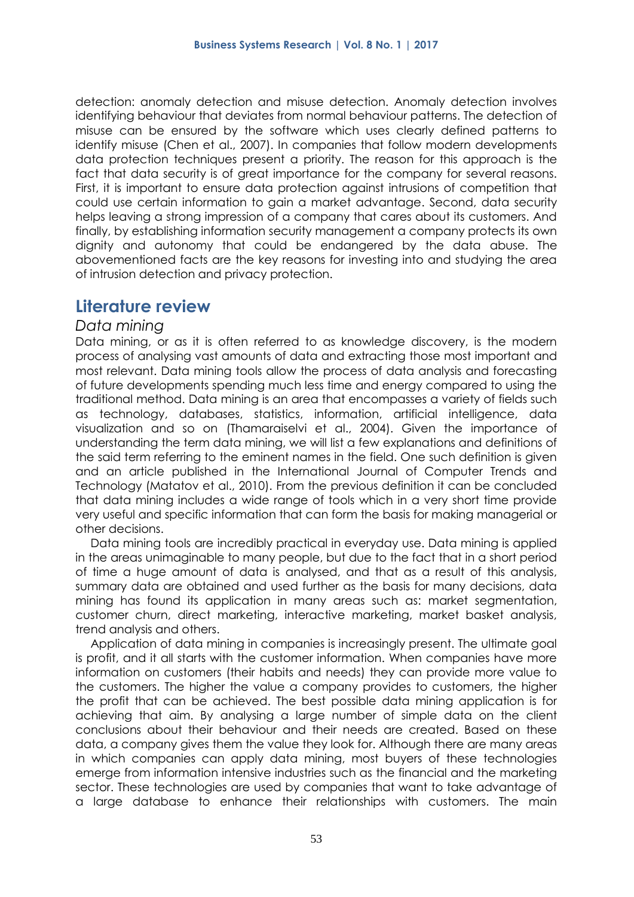detection: anomaly detection and misuse detection. Anomaly detection involves identifying behaviour that deviates from normal behaviour patterns. The detection of misuse can be ensured by the software which uses clearly defined patterns to identify misuse (Chen et al., 2007). In companies that follow modern developments data protection techniques present a priority. The reason for this approach is the fact that data security is of great importance for the company for several reasons. First, it is important to ensure data protection against intrusions of competition that could use certain information to gain a market advantage. Second, data security helps leaving a strong impression of a company that cares about its customers. And finally, by establishing information security management a company protects its own dignity and autonomy that could be endangered by the data abuse. The abovementioned facts are the key reasons for investing into and studying the area of intrusion detection and privacy protection.

## Literature review

### *Data mining*

Data mining, or as it is often referred to as knowledge discovery, is the modern process of analysing vast amounts of data and extracting those most important and most relevant. Data mining tools allow the process of data analysis and forecasting of future developments spending much less time and energy compared to using the traditional method. Data mining is an area that encompasses a variety of fields such as technology, databases, statistics, information, artificial intelligence, data visualization and so on (Thamaraiselvi et al., 2004). Given the importance of understanding the term data mining, we will list a few explanations and definitions of the said term referring to the eminent names in the field. One such definition is given and an article published in the International Journal of Computer Trends and Technology (Matatov et al., 2010). From the previous definition it can be concluded that data mining includes a wide range of tools which in a very short time provide very useful and specific information that can form the basis for making managerial or other decisions.

Data mining tools are incredibly practical in everyday use. Data mining is applied in the areas unimaginable to many people, but due to the fact that in a short period of time a huge amount of data is analysed, and that as a result of this analysis, summary data are obtained and used further as the basis for many decisions, data mining has found its application in many areas such as: market segmentation, customer churn, direct marketing, interactive marketing, market basket analysis, trend analysis and others.

Application of data mining in companies is increasingly present. The ultimate goal is profit, and it all starts with the customer information. When companies have more information on customers (their habits and needs) they can provide more value to the customers. The higher the value a company provides to customers, the higher the profit that can be achieved. The best possible data mining application is for achieving that aim. By analysing a large number of simple data on the client conclusions about their behaviour and their needs are created. Based on these data, a company gives them the value they look for. Although there are many areas in which companies can apply data mining, most buyers of these technologies emerge from information intensive industries such as the financial and the marketing sector. These technologies are used by companies that want to take advantage of a large database to enhance their relationships with customers. The main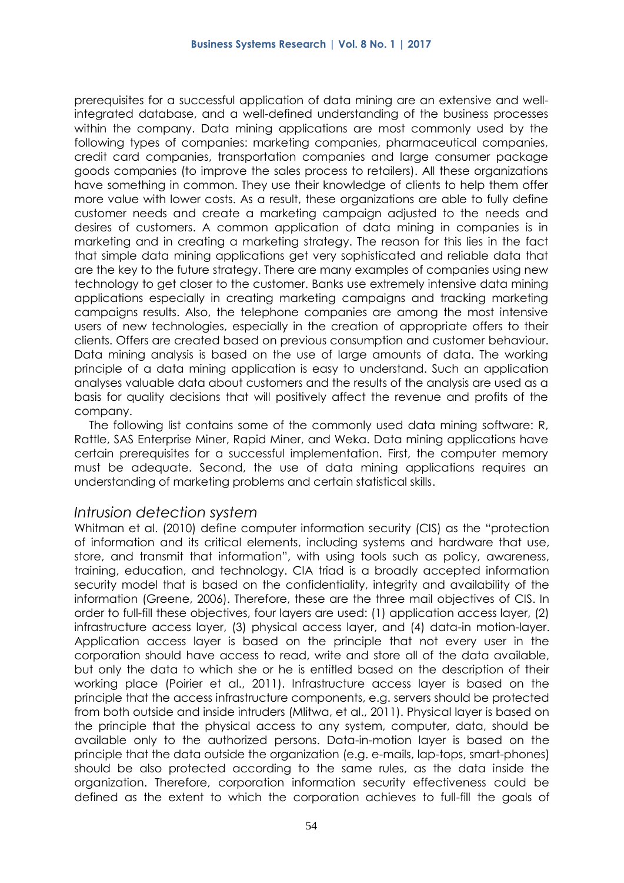prerequisites for a successful application of data mining are an extensive and well-integrated database, and a well-defined understanding of the business processes within the company. Data mining applications are most commonly used by the following types of companies: marketing companies, pharmaceutical companies, credit card companies, transportation companies and large consumer package goods companies (to improve the sales process to retailers). All these organizations have something in common. They use their knowledge of clients to help them offer more value with lower costs. As a result, these organizations are able to fully define customer needs and create a marketing campaign adjusted to the needs and desires of customers. A common application of data mining in companies is in marketing and in creating a marketing strategy. The reason for this lies in the fact that simple data mining applications get very sophisticated and reliable data that are the key to the future strategy. There are many examples of companies using new technology to get closer to the customer. Banks use extremely intensive data mining applications especially in creating marketing campaigns and tracking marketing campaigns results. Also, the telephone companies are among the most intensive users of new technologies, especially in the creation of appropriate offers to their clients. Offers are created based on previous consumption and customer behaviour. Data mining analysis is based on the use of large amounts of data. The working principle of a data mining application is easy to understand. Such an application analyses valuable data about customers and the results of the analysis are used as a basis for quality decisions that will positively affect the revenue and profits of the company.

The following list contains some of the commonly used data mining software: R, Rattle, SAS Enterprise Miner, Rapid Miner, and Weka. Data mining applications have certain prerequisites for a successful implementation. First, the computer memory must be adequate. Second, the use of data mining applications requires an understanding of marketing problems and certain statistical skills.

## *Intrusion detection system*

Whitman et al. (2010) define computer information security (CIS) as the "protection of information and its critical elements, including systems and hardware that use, store, and transmit that information", with using tools such as policy, awareness, training, education, and technology. CIA triad is a broadly accepted information security model that is based on the confidentiality, integrity and availability of the information (Greene, 2006). Therefore, these are the three mail objectives of CIS. In order to full-fill these objectives, four layers are used: (1) application access layer, (2) infrastructure access layer, (3) physical access layer, and (4) data-in motion-layer. Application access layer is based on the principle that not every user in the corporation should have access to read, write and store all of the data available, but only the data to which she or he is entitled based on the description of their working place (Poirier et al., 2011). Infrastructure access layer is based on the principle that the access infrastructure components, e.g. servers should be protected from both outside and inside intruders (Mlitwa, et al., 2011). Physical layer is based on the principle that the physical access to any system, computer, data, should be available only to the authorized persons. Data-in-motion layer is based on the principle that the data outside the organization (e.g. e-mails, lap-tops, smart-phones) should be also protected according to the same rules, as the data inside the organization. Therefore, corporation information security effectiveness could be defined as the extent to which the corporation achieves to full-fill the goals of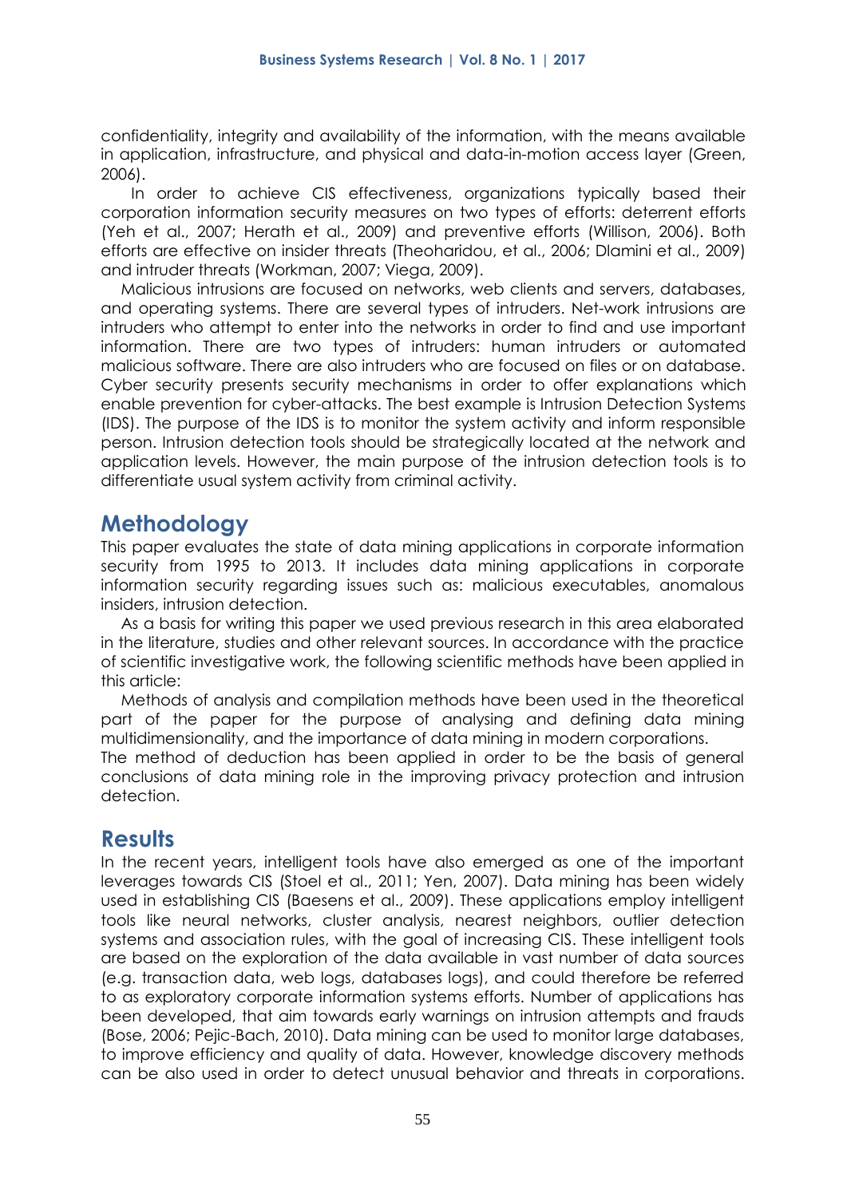confidentiality, integrity and availability of the information, with the means available in application, infrastructure, and physical and data-in-motion access layer (Green, 2006).

In order to achieve CIS effectiveness, organizations typically based their corporation information security measures on two types of efforts: deterrent efforts (Yeh et al., 2007; Herath et al., 2009) and preventive efforts (Willison, 2006). Both efforts are effective on insider threats (Theoharidou, et al., 2006; Dlamini et al., 2009) and intruder threats (Workman, 2007; Viega, 2009).

Malicious intrusions are focused on networks, web clients and servers, databases, and operating systems. There are several types of intruders. Net-work intrusions are intruders who attempt to enter into the networks in order to find and use important information. There are two types of intruders: human intruders or automated malicious software. There are also intruders who are focused on files or on database. Cyber security presents security mechanisms in order to offer explanations which enable prevention for cyber-attacks. The best example is Intrusion Detection Systems (IDS). The purpose of the IDS is to monitor the system activity and inform responsible person. Intrusion detection tools should be strategically located at the network and application levels. However, the main purpose of the intrusion detection tools is to differentiate usual system activity from criminal activity.

## Methodology

This paper evaluates the state of data mining applications in corporate information security from 1995 to 2013. It includes data mining applications in corporate information security regarding issues such as: malicious executables, anomalous insiders, intrusion detection.

As a basis for writing this paper we used previous research in this area elaborated in the literature, studies and other relevant sources. In accordance with the practice of scientific investigative work, the following scientific methods have been applied in this article:

Methods of analysis and compilation methods have been used in the theoretical part of the paper for the purpose of analysing and defining data mining multidimensionality, and the importance of data mining in modern corporations.

The method of deduction has been applied in order to be the basis of general conclusions of data mining role in the improving privacy protection and intrusion detection.

## Results

In the recent years, intelligent tools have also emerged as one of the important leverages towards CIS (Stoel et al., 2011; Yen, 2007). Data mining has been widely used in establishing CIS (Baesens et al., 2009). These applications employ intelligent tools like neural networks, cluster analysis, nearest neighbors, outlier detection systems and association rules, with the goal of increasing CIS. These intelligent tools are based on the exploration of the data available in vast number of data sources (e.g. transaction data, web logs, databases logs), and could therefore be referred to as exploratory corporate information systems efforts. Number of applications has been developed, that aim towards early warnings on intrusion attempts and frauds (Bose, 2006; Pejic-Bach, 2010). Data mining can be used to monitor large databases, to improve efficiency and quality of data. However, knowledge discovery methods can be also used in order to detect unusual behavior and threats in corporations.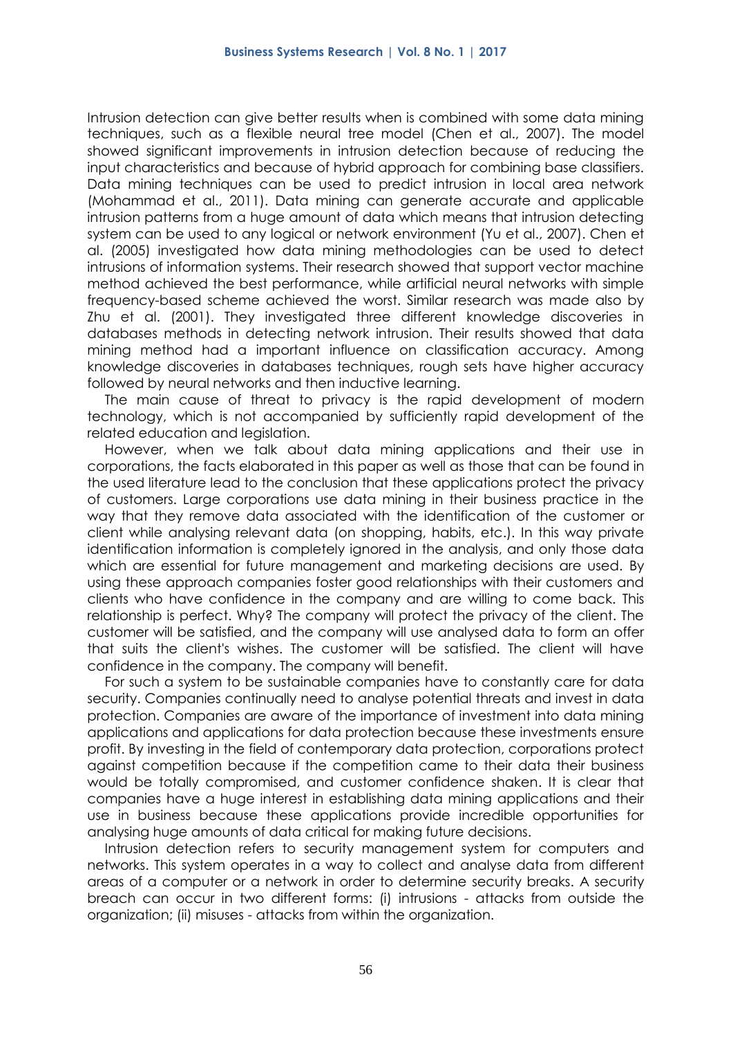Intrusion detection can give better results when is combined with some data mining techniques, such as a flexible neural tree model (Chen et al., 2007). The model showed significant improvements in intrusion detection because of reducing the input characteristics and because of hybrid approach for combining base classifiers. Data mining techniques can be used to predict intrusion in local area network (Mohammad et al., 2011). Data mining can generate accurate and applicable intrusion patterns from a huge amount of data which means that intrusion detecting system can be used to any logical or network environment (Yu et al., 2007). Chen et al. (2005) investigated how data mining methodologies can be used to detect intrusions of information systems. Their research showed that support vector machine method achieved the best performance, while artificial neural networks with simple frequency-based scheme achieved the worst. Similar research was made also by Zhu et al. (2001). They investigated three different knowledge discoveries in databases methods in detecting network intrusion. Their results showed that data mining method had a important influence on classification accuracy. Among knowledge discoveries in databases techniques, rough sets have higher accuracy followed by neural networks and then inductive learning.

The main cause of threat to privacy is the rapid development of modern technology, which is not accompanied by sufficiently rapid development of the related education and legislation.

However, when we talk about data mining applications and their use in corporations, the facts elaborated in this paper as well as those that can be found in the used literature lead to the conclusion that these applications protect the privacy of customers. Large corporations use data mining in their business practice in the way that they remove data associated with the identification of the customer or client while analysing relevant data (on shopping, habits, etc.). In this way private identification information is completely ignored in the analysis, and only those data which are essential for future management and marketing decisions are used. By using these approach companies foster good relationships with their customers and clients who have confidence in the company and are willing to come back. This relationship is perfect. Why? The company will protect the privacy of the client. The customer will be satisfied, and the company will use analysed data to form an offer that suits the client's wishes. The customer will be satisfied. The client will have confidence in the company. The company will benefit.

For such a system to be sustainable companies have to constantly care for data security. Companies continually need to analyse potential threats and invest in data protection. Companies are aware of the importance of investment into data mining applications and applications for data protection because these investments ensure profit. By investing in the field of contemporary data protection, corporations protect against competition because if the competition came to their data their business would be totally compromised, and customer confidence shaken. It is clear that companies have a huge interest in establishing data mining applications and their use in business because these applications provide incredible opportunities for analysing huge amounts of data critical for making future decisions.

Intrusion detection refers to security management system for computers and networks. This system operates in a way to collect and analyse data from different areas of a computer or a network in order to determine security breaks. A security breach can occur in two different forms: (i) intrusions - attacks from outside the organization; (ii) misuses - attacks from within the organization.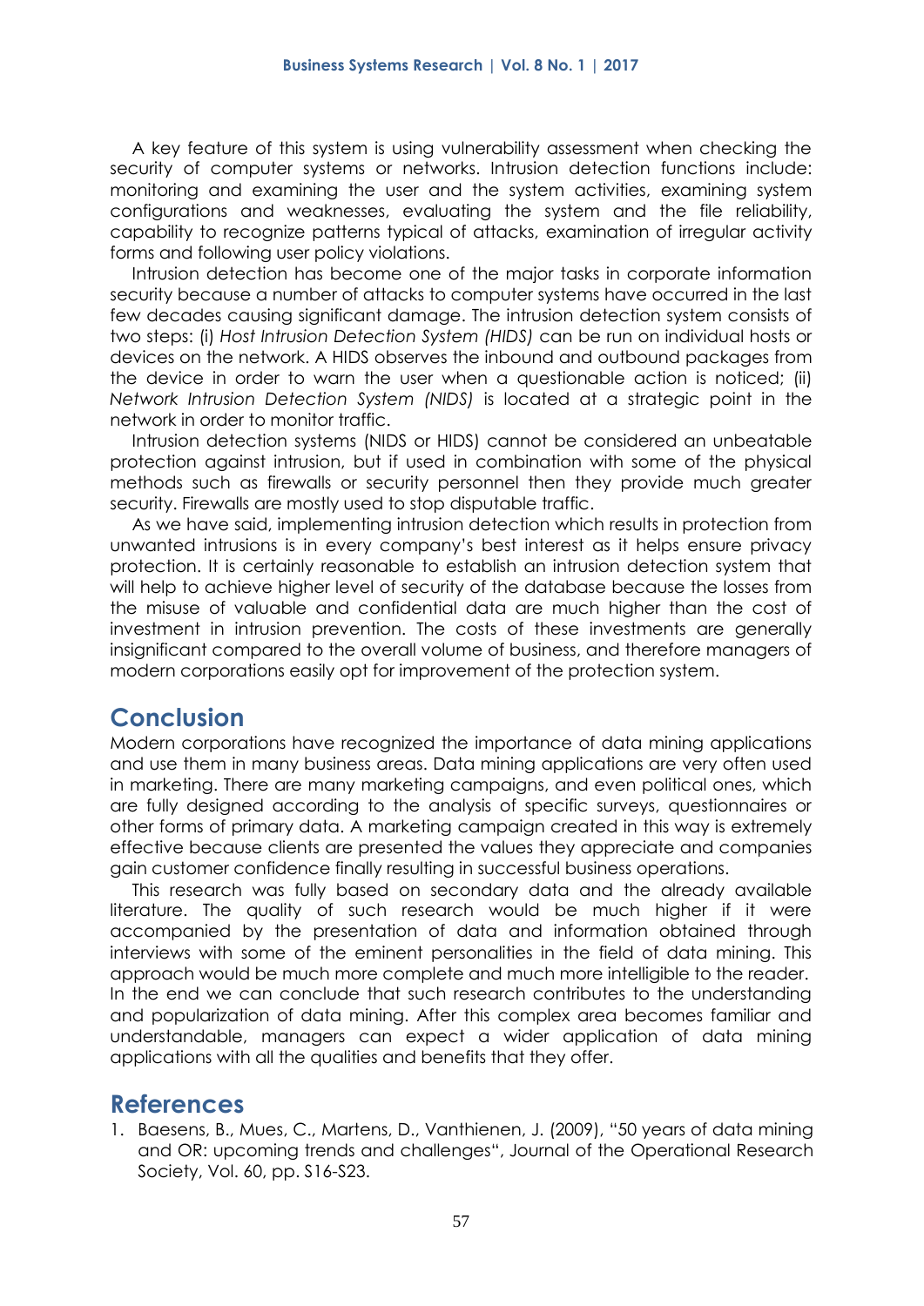A key feature of this system is using vulnerability assessment when checking the security of computer systems or networks. Intrusion detection functions include: monitoring and examining the user and the system activities, examining system configurations and weaknesses, evaluating the system and the file reliability, capability to recognize patterns typical of attacks, examination of irregular activity forms and following user policy violations.

Intrusion detection has become one of the major tasks in corporate information security because a number of attacks to computer systems have occurred in the last few decades causing significant damage. The intrusion detection system consists of two steps: (i) *Host Intrusion Detection System (HIDS)* can be run on individual hosts or devices on the network. A HIDS observes the inbound and outbound packages from the device in order to warn the user when a questionable action is noticed; (ii) *Network Intrusion Detection System (NIDS)* is located at a strategic point in the network in order to monitor traffic.

Intrusion detection systems (NIDS or HIDS) cannot be considered an unbeatable protection against intrusion, but if used in combination with some of the physical methods such as firewalls or security personnel then they provide much greater security. Firewalls are mostly used to stop disputable traffic.

As we have said, implementing intrusion detection which results in protection from unwanted intrusions is in every company's best interest as it helps ensure privacy protection. It is certainly reasonable to establish an intrusion detection system that will help to achieve higher level of security of the database because the losses from the misuse of valuable and confidential data are much higher than the cost of investment in intrusion prevention. The costs of these investments are generally insignificant compared to the overall volume of business, and therefore managers of modern corporations easily opt for improvement of the protection system.

## Conclusion

Modern corporations have recognized the importance of data mining applications and use them in many business areas. Data mining applications are very often used in marketing. There are many marketing campaigns, and even political ones, which are fully designed according to the analysis of specific surveys, questionnaires or other forms of primary data. A marketing campaign created in this way is extremely effective because clients are presented the values they appreciate and companies gain customer confidence finally resulting in successful business operations.

This research was fully based on secondary data and the already available literature. The quality of such research would be much higher if it were accompanied by the presentation of data and information obtained through interviews with some of the eminent personalities in the field of data mining. This approach would be much more complete and much more intelligible to the reader. In the end we can conclude that such research contributes to the understanding and popularization of data mining. After this complex area becomes familiar and understandable, managers can expect a wider application of data mining applications with all the qualities and benefits that they offer.

## References

1. Baesens, B., Mues, C., Martens, D., Vanthienen, J. (2009), "50 years of data mining and OR: upcoming trends and challenges", Journal of the Operational Research Society, Vol. 60, pp. S16-S23.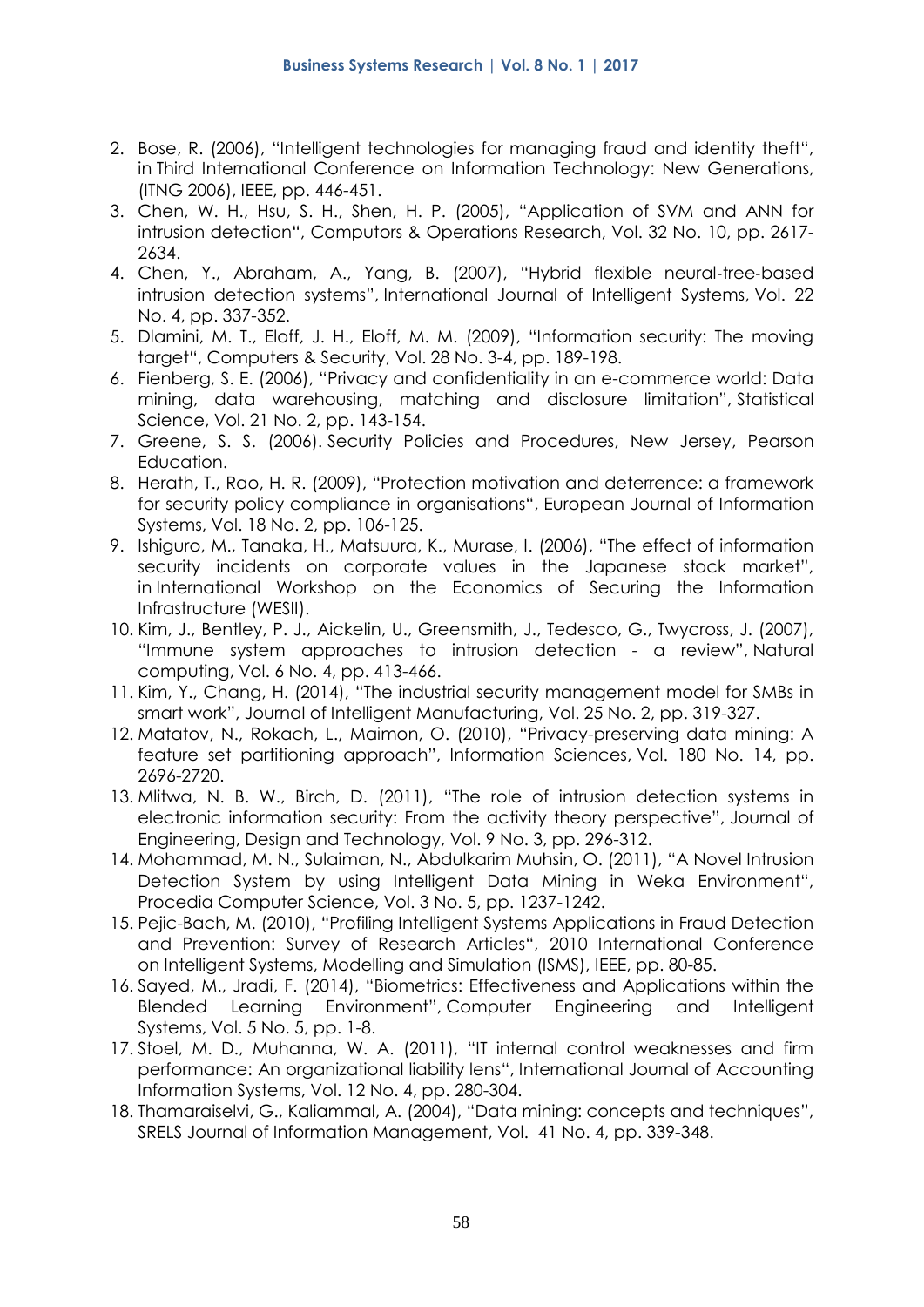2. Bose, R. (2006), "Intelligent technologies for managing fraud and identity theft", in Third International Conference on Information Technology: New Generations, (ITNG 2006), IEEE, pp. 446-451.
3. Chen, W. H., Hsu, S. H., Shen, H. P. (2005), "Application of SVM and ANN for intrusion detection", Computors & Operations Research, Vol. 32 No. 10, pp. 2617-2634.
4. Chen, Y., Abraham, A., Yang, B. (2007), "Hybrid flexible neural-tree-based intrusion detection systems", International Journal of Intelligent Systems, Vol. 22 No. 4, pp. 337-352.
5. Dlamini, M. T., Eloff, J. H., Eloff, M. M. (2009), "Information security: The moving target", Computers & Security, Vol. 28 No. 3-4, pp. 189-198.
6. Fienberg, S. E. (2006), "Privacy and confidentiality in an e-commerce world: Data mining, data warehousing, matching and disclosure limitation", Statistical Science, Vol. 21 No. 2, pp. 143-154.
7. Greene, S. S. (2006). Security Policies and Procedures, New Jersey, Pearson Education.
8. Herath, T., Rao, H. R. (2009), "Protection motivation and deterrence: a framework for security policy compliance in organisations", European Journal of Information Systems, Vol. 18 No. 2, pp. 106-125.
9. Ishiguro, M., Tanaka, H., Matsuura, K., Murase, I. (2006), "The effect of information security incidents on corporate values in the Japanese stock market", in International Workshop on the Economics of Securing the Information Infrastructure (WESII).
10. Kim, J., Bentley, P. J., Aickelin, U., Greensmith, J., Tedesco, G., Twycross, J. (2007), "Immune system approaches to intrusion detection - a review", Natural computing, Vol. 6 No. 4, pp. 413-466.
11. Kim, Y., Chang, H. (2014), "The industrial security management model for SMBs in smart work", Journal of Intelligent Manufacturing, Vol. 25 No. 2, pp. 319-327.
12. Matatov, N., Rokach, L., Maimon, O. (2010), "Privacy-preserving data mining: A feature set partitioning approach", Information Sciences, Vol. 180 No. 14, pp. 2696-2720.
13. Mlitwa, N. B. W., Birch, D. (2011), "The role of intrusion detection systems in electronic information security: From the activity theory perspective", Journal of Engineering, Design and Technology, Vol. 9 No. 3, pp. 296-312.
14. Mohammad, M. N., Sulaiman, N., Abdulkarim Muhsin, O. (2011), "A Novel Intrusion Detection System by using Intelligent Data Mining in Weka Environment", Procedia Computer Science, Vol. 3 No. 5, pp. 1237-1242.
15. Pejic-Bach, M. (2010), "Profiling Intelligent Systems Applications in Fraud Detection and Prevention: Survey of Research Articles", 2010 International Conference on Intelligent Systems, Modelling and Simulation (ISMS), IEEE, pp. 80-85.
16. Sayed, M., Jradi, F. (2014), "Biometrics: Effectiveness and Applications within the Blended Learning Environment", Computer Engineering and Intelligent Systems, Vol. 5 No. 5, pp. 1-8.
17. Stoel, M. D., Muhanna, W. A. (2011), "IT internal control weaknesses and firm performance: An organizational liability lens", International Journal of Accounting Information Systems, Vol. 12 No. 4, pp. 280-304.
18. Thamaraiselvi, G., Kaliammal, A. (2004), "Data mining: concepts and techniques", SRELS Journal of Information Management, Vol. 41 No. 4, pp. 339-348.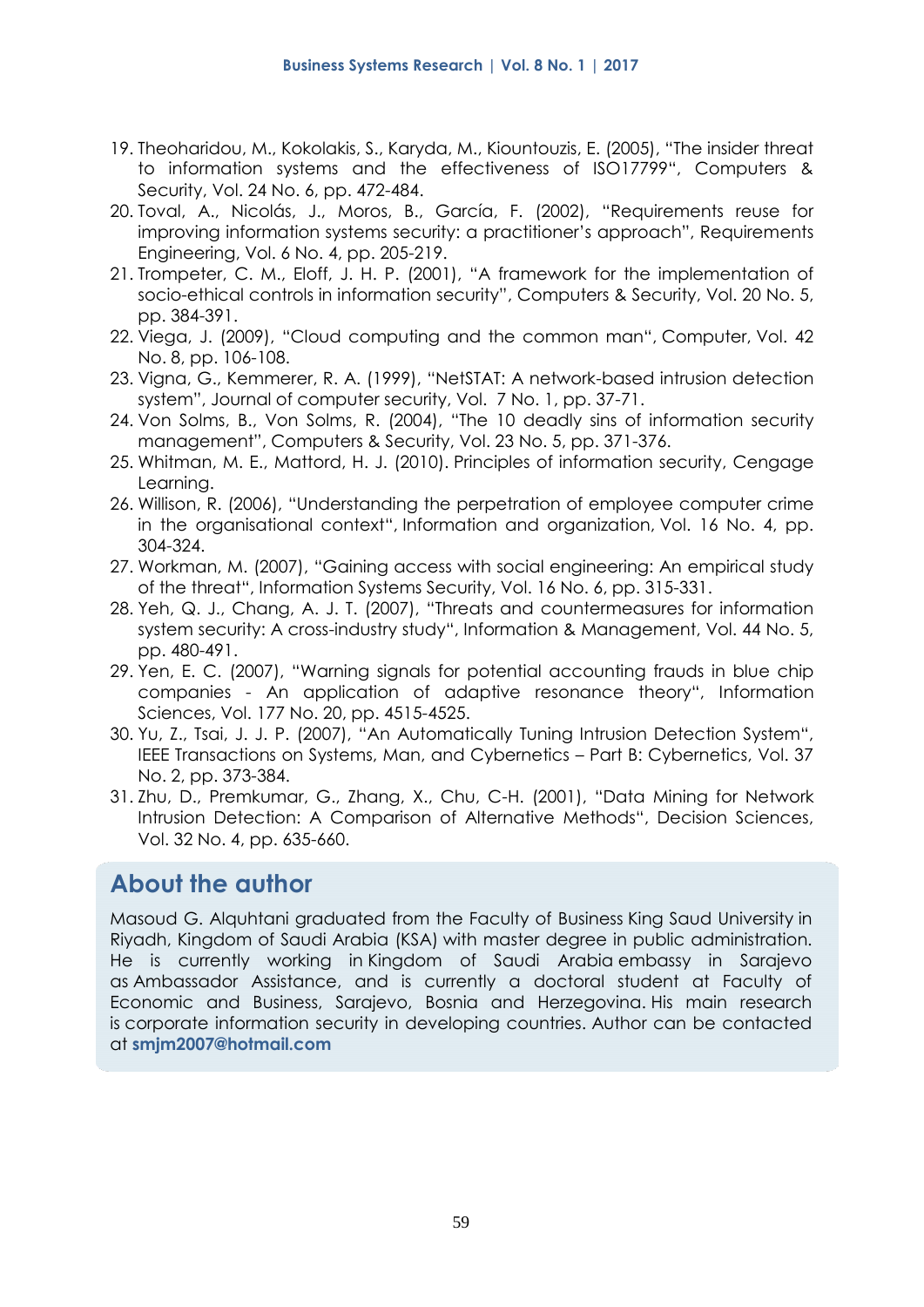19. Theoharidou, M., Kokolakis, S., Karyda, M., Kiountouzis, E. (2005), "The insider threat to information systems and the effectiveness of ISO17799", Computers & Security, Vol. 24 No. 6, pp. 472-484.
20. Toval, A., Nicolás, J., Moros, B., García, F. (2002), "Requirements reuse for improving information systems security: a practitioner's approach", Requirements Engineering, Vol. 6 No. 4, pp. 205-219.
21. Trompeter, C. M., Eloff, J. H. P. (2001), "A framework for the implementation of socio-ethical controls in information security", Computers & Security, Vol. 20 No. 5, pp. 384-391.
22. Viega, J. (2009), "Cloud computing and the common man", Computer, Vol. 42 No. 8, pp. 106-108.
23. Vigna, G., Kemmerer, R. A. (1999), "NetSTAT: A network-based intrusion detection system", Journal of computer security, Vol. 7 No. 1, pp. 37-71.
24. Von Solms, B., Von Solms, R. (2004), "The 10 deadly sins of information security management", Computers & Security, Vol. 23 No. 5, pp. 371-376.
25. Whitman, M. E., Mattord, H. J. (2010). Principles of information security, Cengage Learning.
26. Willison, R. (2006), "Understanding the perpetration of employee computer crime in the organisational context", Information and organization, Vol. 16 No. 4, pp. 304-324.
27. Workman, M. (2007), "Gaining access with social engineering: An empirical study of the threat", Information Systems Security, Vol. 16 No. 6, pp. 315-331.
28. Yeh, Q. J., Chang, A. J. T. (2007), "Threats and countermeasures for information system security: A cross-industry study", Information & Management, Vol. 44 No. 5, pp. 480-491.
29. Yen, E. C. (2007), "Warning signals for potential accounting frauds in blue chip companies - An application of adaptive resonance theory", Information Sciences, Vol. 177 No. 20, pp. 4515-4525.
30. Yu, Z., Tsai, J. J. P. (2007), "An Automatically Tuning Intrusion Detection System", IEEE Transactions on Systems, Man, and Cybernetics – Part B: Cybernetics, Vol. 37 No. 2, pp. 373-384.
31. Zhu, D., Premkumar, G., Zhang, X., Chu, C-H. (2001), "Data Mining for Network Intrusion Detection: A Comparison of Alternative Methods", Decision Sciences, Vol. 32 No. 4, pp. 635-660.

## About the author

Masoud G. Alquhtani graduated from the Faculty of Business King Saud University in Riyadh, Kingdom of Saudi Arabia (KSA) with master degree in public administration. He is currently working in Kingdom of Saudi Arabia embassy in Sarajevo as Ambassador Assistance, and is currently a doctoral student at Faculty of Economic and Business, Sarajevo, Bosnia and Herzegovina. His main research is corporate information security in developing countries. Author can be contacted at **smjm2007@hotmail.com**